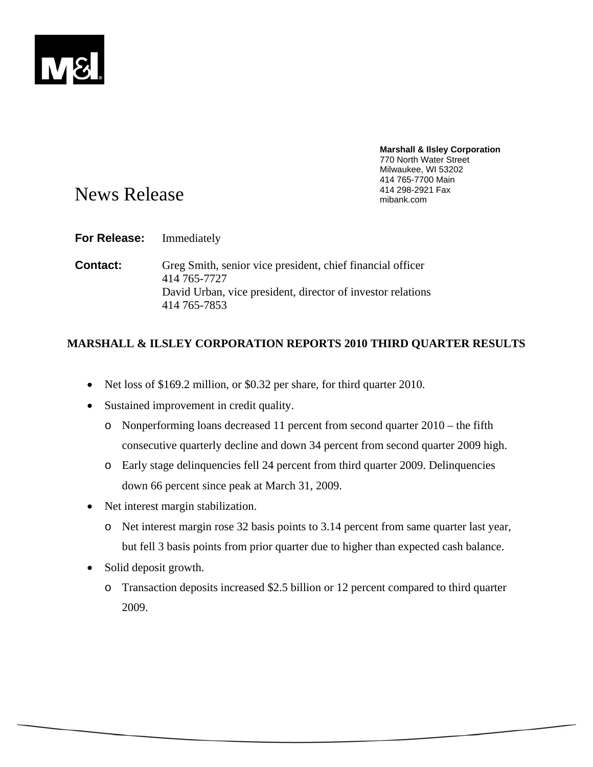**Marshall & Ilsley Corporation**
770 North Water Street
Milwaukee, WI 53202
414 765-7700 Main
414 298-2921 Fax
mibank.com

# News Release

**For Release:** Immediately

**Contact:** Greg Smith, senior vice president, chief financial officer
414 765-7727
David Urban, vice president, director of investor relations
414 765-7853

## MARSHALL & ILSLEY CORPORATION REPORTS 2010 THIRD QUARTER RESULTS

- Net loss of $169.2 million, or $0.32 per share, for third quarter 2010.
- Sustained improvement in credit quality.
  - Nonperforming loans decreased 11 percent from second quarter 2010 – the fifth consecutive quarterly decline and down 34 percent from second quarter 2009 high.
  - Early stage delinquencies fell 24 percent from third quarter 2009. Delinquencies down 66 percent since peak at March 31, 2009.
- Net interest margin stabilization.
  - Net interest margin rose 32 basis points to 3.14 percent from same quarter last year, but fell 3 basis points from prior quarter due to higher than expected cash balance.
- Solid deposit growth.
  - Transaction deposits increased $2.5 billion or 12 percent compared to third quarter 2009.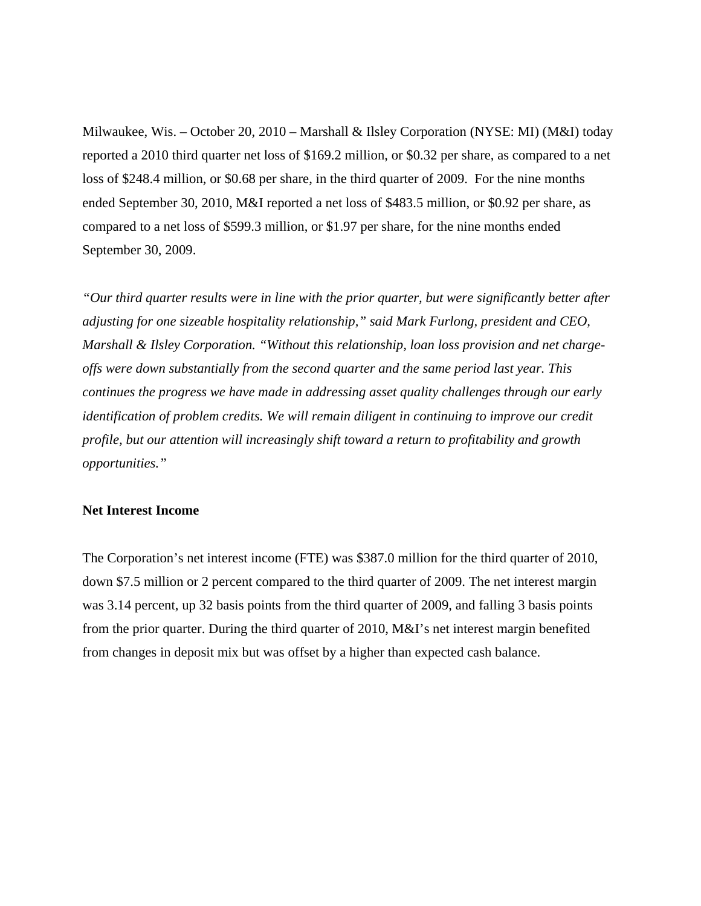Milwaukee, Wis. – October 20, 2010 – Marshall & Ilsley Corporation (NYSE: MI) (M&I) today reported a 2010 third quarter net loss of $169.2 million, or $0.32 per share, as compared to a net loss of $248.4 million, or $0.68 per share, in the third quarter of 2009. For the nine months ended September 30, 2010, M&I reported a net loss of $483.5 million, or $0.92 per share, as compared to a net loss of $599.3 million, or $1.97 per share, for the nine months ended September 30, 2009.

*"Our third quarter results were in line with the prior quarter, but were significantly better after adjusting for one sizeable hospitality relationship," said Mark Furlong, president and CEO, Marshall & Ilsley Corporation. "Without this relationship, loan loss provision and net charge-offs were down substantially from the second quarter and the same period last year. This continues the progress we have made in addressing asset quality challenges through our early identification of problem credits. We will remain diligent in continuing to improve our credit profile, but our attention will increasingly shift toward a return to profitability and growth opportunities."*

**Net Interest Income**

The Corporation's net interest income (FTE) was $387.0 million for the third quarter of 2010, down $7.5 million or 2 percent compared to the third quarter of 2009. The net interest margin was 3.14 percent, up 32 basis points from the third quarter of 2009, and falling 3 basis points from the prior quarter. During the third quarter of 2010, M&I's net interest margin benefited from changes in deposit mix but was offset by a higher than expected cash balance.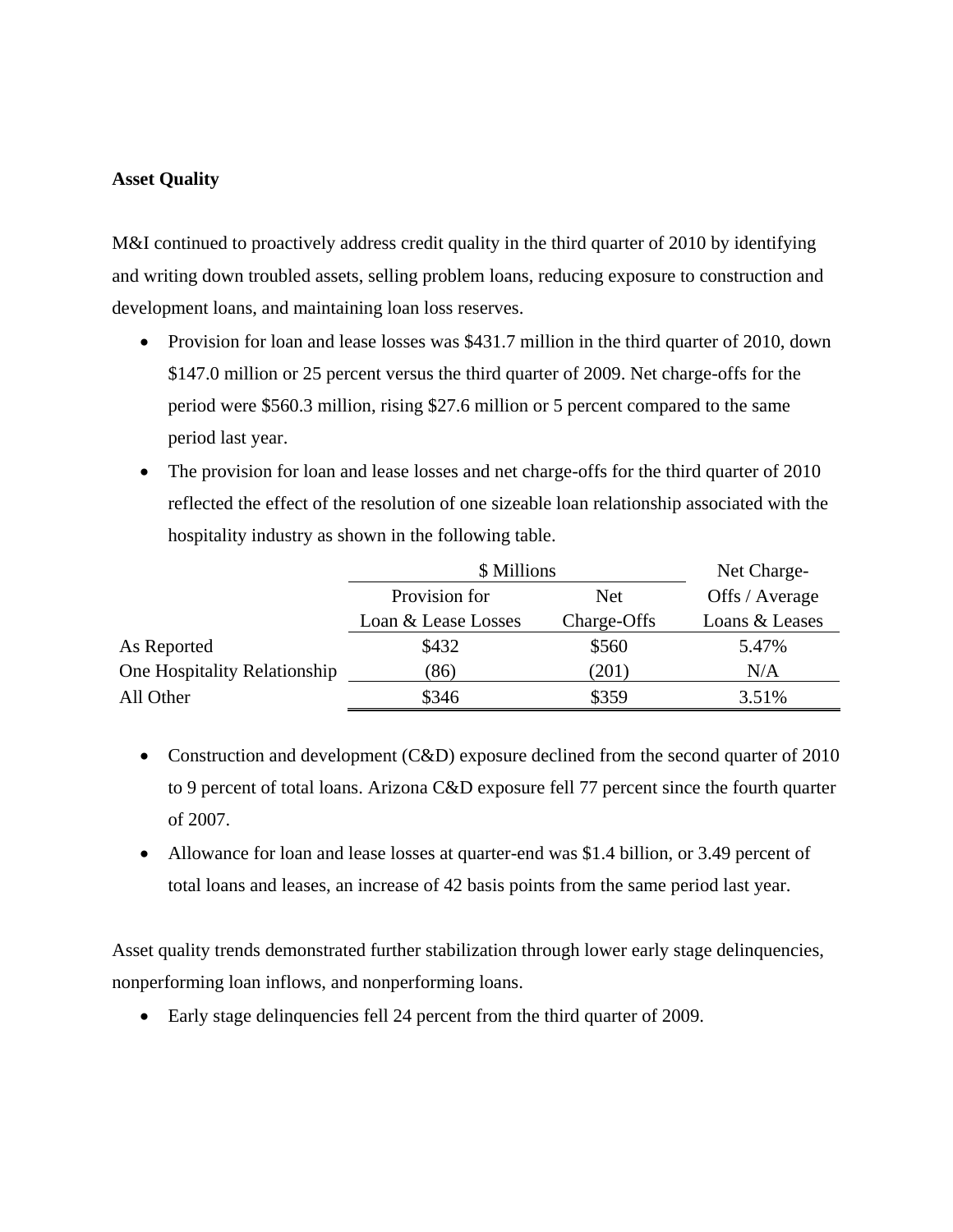**Asset Quality**

M&I continued to proactively address credit quality in the third quarter of 2010 by identifying and writing down troubled assets, selling problem loans, reducing exposure to construction and development loans, and maintaining loan loss reserves.

- Provision for loan and lease losses was $431.7 million in the third quarter of 2010, down $147.0 million or 25 percent versus the third quarter of 2009. Net charge-offs for the period were $560.3 million, rising $27.6 million or 5 percent compared to the same period last year.
- The provision for loan and lease losses and net charge-offs for the third quarter of 2010 reflected the effect of the resolution of one sizeable loan relationship associated with the hospitality industry as shown in the following table.

| | $ Millions | | Net Charge-Offs / Average Loans & Leases |
|---|---|---|---|
| | Provision for Loan & Lease Losses | Net Charge-Offs | |
| As Reported | $432 | $560 | 5.47% |
| One Hospitality Relationship | (86) | (201) | N/A |
| All Other | $346 | $359 | 3.51% |

- Construction and development (C&D) exposure declined from the second quarter of 2010 to 9 percent of total loans. Arizona C&D exposure fell 77 percent since the fourth quarter of 2007.
- Allowance for loan and lease losses at quarter-end was $1.4 billion, or 3.49 percent of total loans and leases, an increase of 42 basis points from the same period last year.

Asset quality trends demonstrated further stabilization through lower early stage delinquencies, nonperforming loan inflows, and nonperforming loans.

- Early stage delinquencies fell 24 percent from the third quarter of 2009.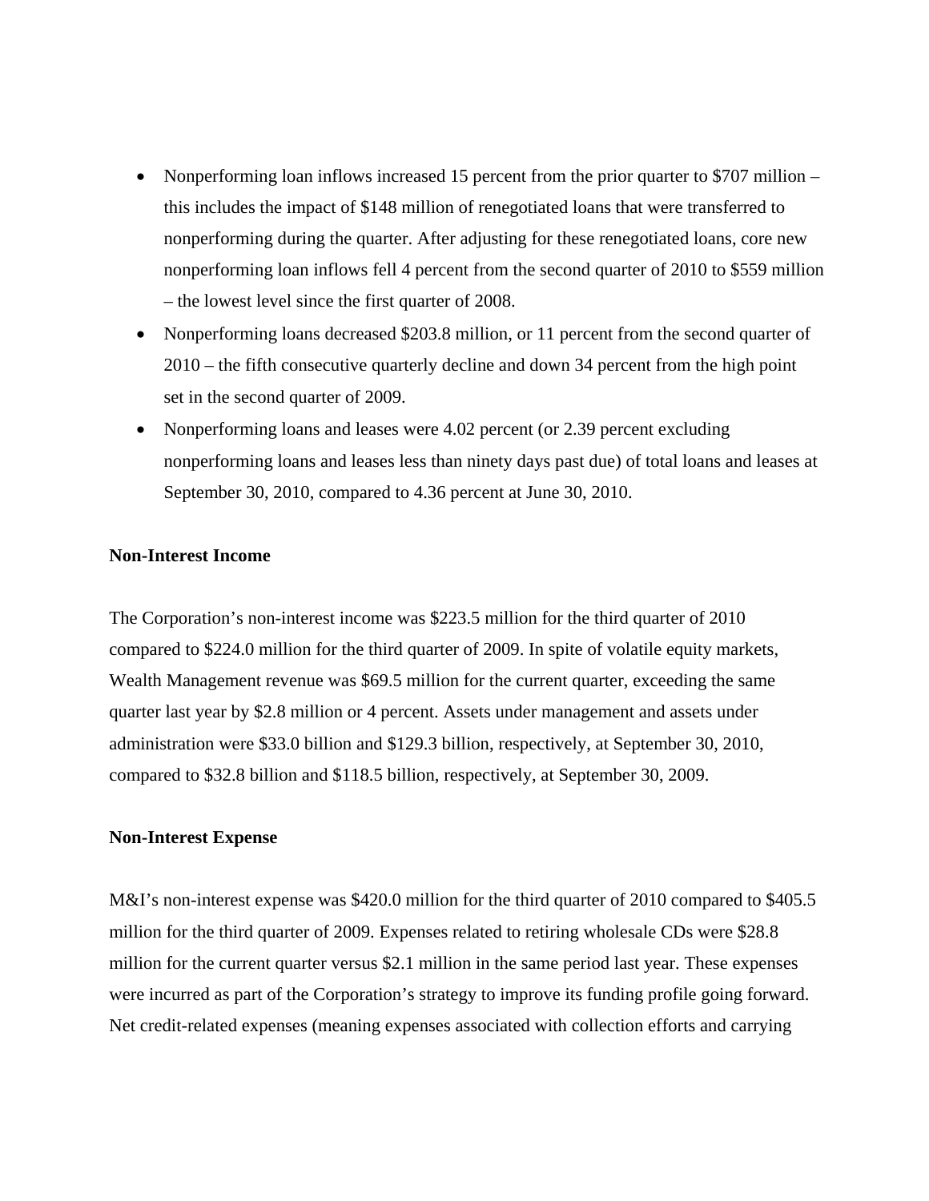- Nonperforming loan inflows increased 15 percent from the prior quarter to $707 million – this includes the impact of $148 million of renegotiated loans that were transferred to nonperforming during the quarter. After adjusting for these renegotiated loans, core new nonperforming loan inflows fell 4 percent from the second quarter of 2010 to $559 million – the lowest level since the first quarter of 2008.
- Nonperforming loans decreased $203.8 million, or 11 percent from the second quarter of 2010 – the fifth consecutive quarterly decline and down 34 percent from the high point set in the second quarter of 2009.
- Nonperforming loans and leases were 4.02 percent (or 2.39 percent excluding nonperforming loans and leases less than ninety days past due) of total loans and leases at September 30, 2010, compared to 4.36 percent at June 30, 2010.

**Non-Interest Income**

The Corporation's non-interest income was $223.5 million for the third quarter of 2010 compared to $224.0 million for the third quarter of 2009. In spite of volatile equity markets, Wealth Management revenue was $69.5 million for the current quarter, exceeding the same quarter last year by $2.8 million or 4 percent. Assets under management and assets under administration were $33.0 billion and $129.3 billion, respectively, at September 30, 2010, compared to $32.8 billion and $118.5 billion, respectively, at September 30, 2009.

**Non-Interest Expense**

M&I's non-interest expense was $420.0 million for the third quarter of 2010 compared to $405.5 million for the third quarter of 2009. Expenses related to retiring wholesale CDs were $28.8 million for the current quarter versus $2.1 million in the same period last year. These expenses were incurred as part of the Corporation's strategy to improve its funding profile going forward. Net credit-related expenses (meaning expenses associated with collection efforts and carrying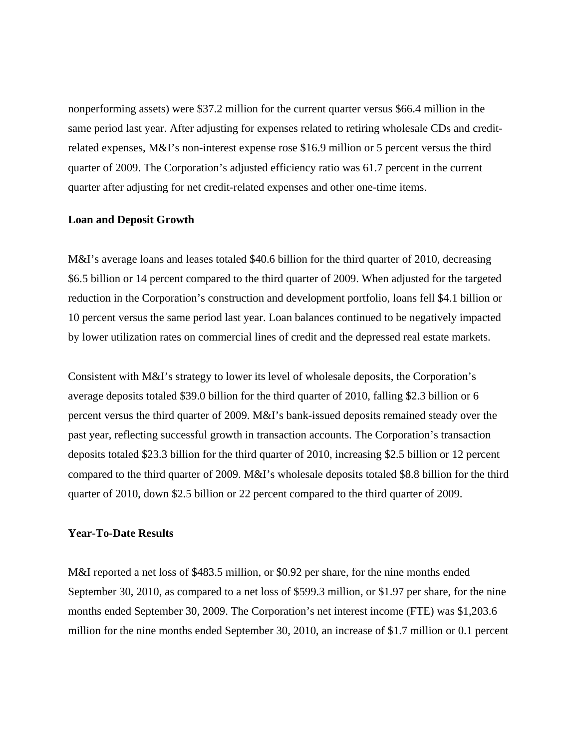nonperforming assets) were $37.2 million for the current quarter versus $66.4 million in the same period last year. After adjusting for expenses related to retiring wholesale CDs and credit-related expenses, M&I's non-interest expense rose $16.9 million or 5 percent versus the third quarter of 2009. The Corporation's adjusted efficiency ratio was 61.7 percent in the current quarter after adjusting for net credit-related expenses and other one-time items.

**Loan and Deposit Growth**

M&I's average loans and leases totaled $40.6 billion for the third quarter of 2010, decreasing $6.5 billion or 14 percent compared to the third quarter of 2009. When adjusted for the targeted reduction in the Corporation's construction and development portfolio, loans fell $4.1 billion or 10 percent versus the same period last year. Loan balances continued to be negatively impacted by lower utilization rates on commercial lines of credit and the depressed real estate markets.

Consistent with M&I's strategy to lower its level of wholesale deposits, the Corporation's average deposits totaled $39.0 billion for the third quarter of 2010, falling $2.3 billion or 6 percent versus the third quarter of 2009. M&I's bank-issued deposits remained steady over the past year, reflecting successful growth in transaction accounts. The Corporation's transaction deposits totaled $23.3 billion for the third quarter of 2010, increasing $2.5 billion or 12 percent compared to the third quarter of 2009. M&I's wholesale deposits totaled $8.8 billion for the third quarter of 2010, down $2.5 billion or 22 percent compared to the third quarter of 2009.

**Year-To-Date Results**

M&I reported a net loss of $483.5 million, or $0.92 per share, for the nine months ended September 30, 2010, as compared to a net loss of $599.3 million, or $1.97 per share, for the nine months ended September 30, 2009. The Corporation's net interest income (FTE) was $1,203.6 million for the nine months ended September 30, 2010, an increase of $1.7 million or 0.1 percent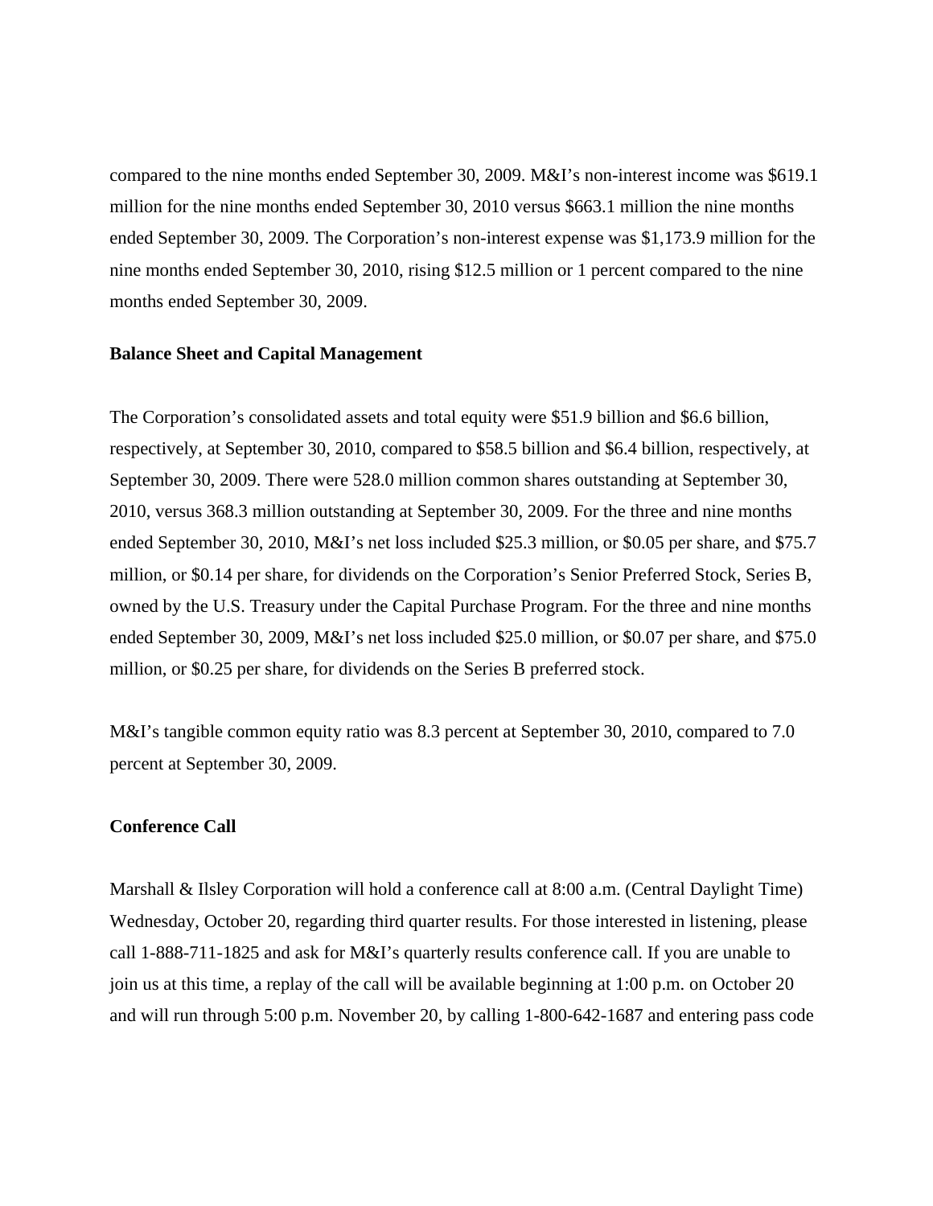compared to the nine months ended September 30, 2009. M&I's non-interest income was $619.1 million for the nine months ended September 30, 2010 versus $663.1 million the nine months ended September 30, 2009. The Corporation's non-interest expense was $1,173.9 million for the nine months ended September 30, 2010, rising $12.5 million or 1 percent compared to the nine months ended September 30, 2009.

**Balance Sheet and Capital Management**

The Corporation's consolidated assets and total equity were $51.9 billion and $6.6 billion, respectively, at September 30, 2010, compared to $58.5 billion and $6.4 billion, respectively, at September 30, 2009. There were 528.0 million common shares outstanding at September 30, 2010, versus 368.3 million outstanding at September 30, 2009. For the three and nine months ended September 30, 2010, M&I's net loss included $25.3 million, or $0.05 per share, and $75.7 million, or $0.14 per share, for dividends on the Corporation's Senior Preferred Stock, Series B, owned by the U.S. Treasury under the Capital Purchase Program. For the three and nine months ended September 30, 2009, M&I's net loss included $25.0 million, or $0.07 per share, and $75.0 million, or $0.25 per share, for dividends on the Series B preferred stock.

M&I's tangible common equity ratio was 8.3 percent at September 30, 2010, compared to 7.0 percent at September 30, 2009.

**Conference Call**

Marshall & Ilsley Corporation will hold a conference call at 8:00 a.m. (Central Daylight Time) Wednesday, October 20, regarding third quarter results. For those interested in listening, please call 1-888-711-1825 and ask for M&I's quarterly results conference call. If you are unable to join us at this time, a replay of the call will be available beginning at 1:00 p.m. on October 20 and will run through 5:00 p.m. November 20, by calling 1-800-642-1687 and entering pass code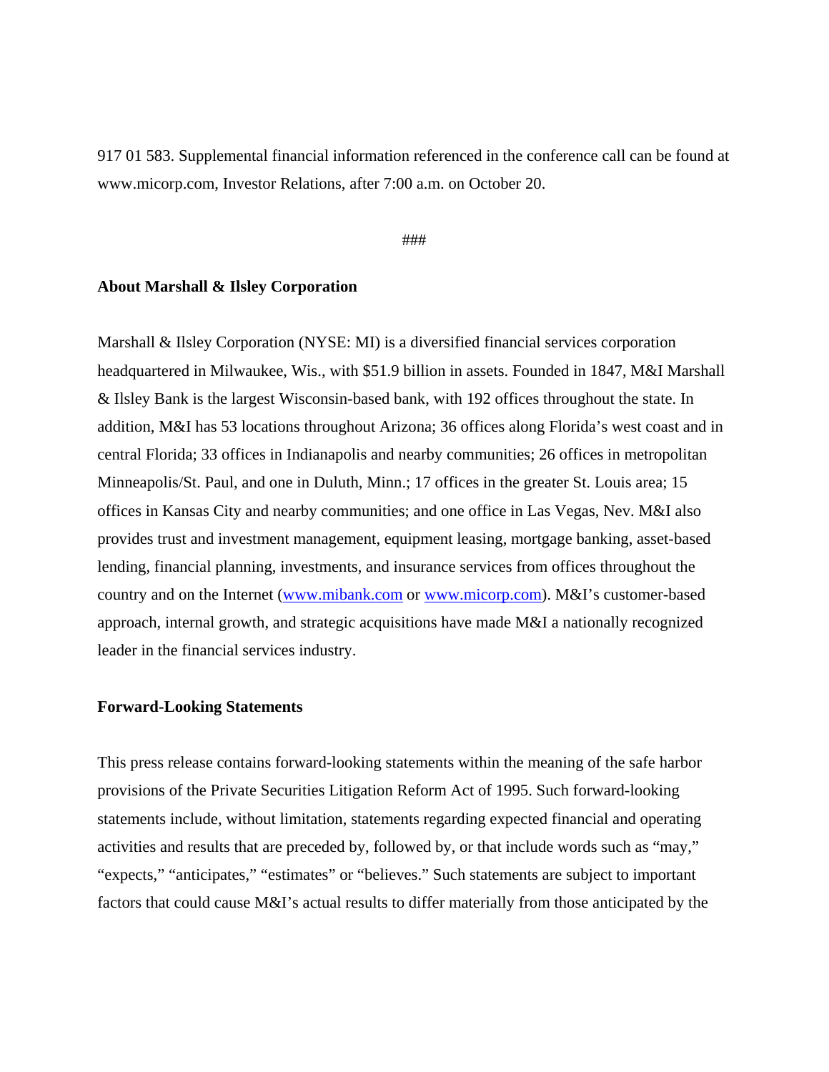917 01 583. Supplemental financial information referenced in the conference call can be found at www.micorp.com, Investor Relations, after 7:00 a.m. on October 20.

###

**About Marshall & Ilsley Corporation**

Marshall & Ilsley Corporation (NYSE: MI) is a diversified financial services corporation headquartered in Milwaukee, Wis., with $51.9 billion in assets. Founded in 1847, M&I Marshall & Ilsley Bank is the largest Wisconsin-based bank, with 192 offices throughout the state. In addition, M&I has 53 locations throughout Arizona; 36 offices along Florida's west coast and in central Florida; 33 offices in Indianapolis and nearby communities; 26 offices in metropolitan Minneapolis/St. Paul, and one in Duluth, Minn.; 17 offices in the greater St. Louis area; 15 offices in Kansas City and nearby communities; and one office in Las Vegas, Nev. M&I also provides trust and investment management, equipment leasing, mortgage banking, asset-based lending, financial planning, investments, and insurance services from offices throughout the country and on the Internet (www.mibank.com or www.micorp.com). M&I's customer-based approach, internal growth, and strategic acquisitions have made M&I a nationally recognized leader in the financial services industry.

**Forward-Looking Statements**

This press release contains forward-looking statements within the meaning of the safe harbor provisions of the Private Securities Litigation Reform Act of 1995. Such forward-looking statements include, without limitation, statements regarding expected financial and operating activities and results that are preceded by, followed by, or that include words such as "may," "expects," "anticipates," "estimates" or "believes." Such statements are subject to important factors that could cause M&I's actual results to differ materially from those anticipated by the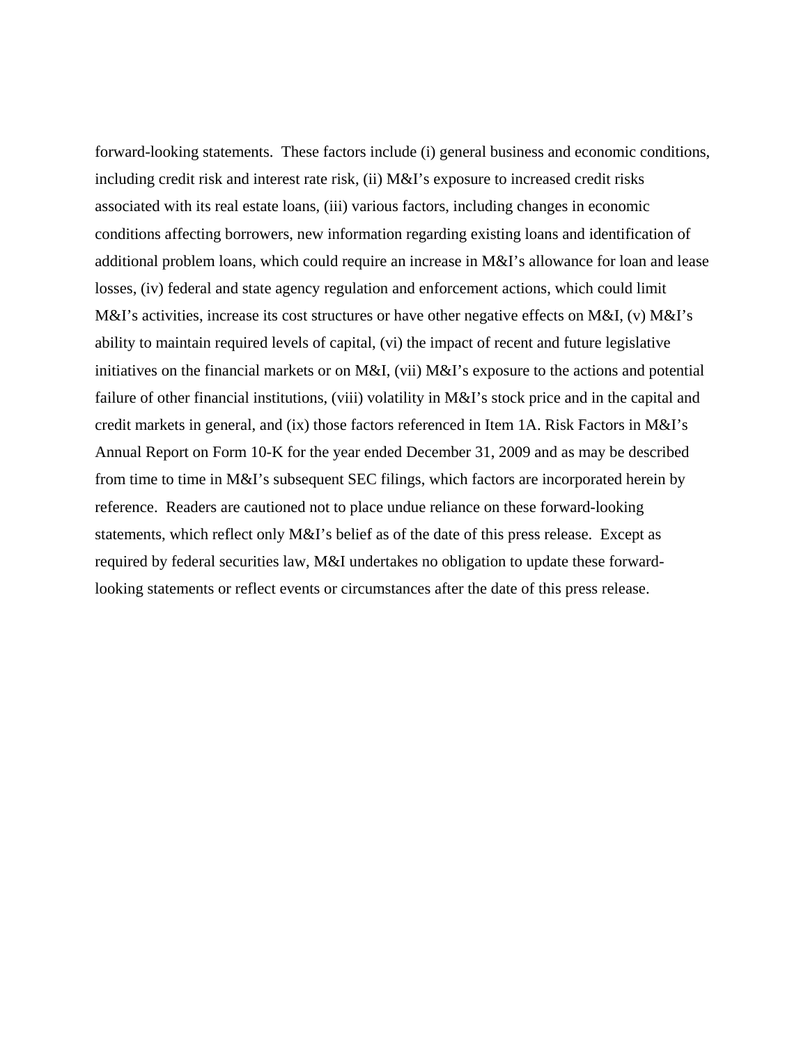forward-looking statements.  These factors include (i) general business and economic conditions, including credit risk and interest rate risk, (ii) M&I's exposure to increased credit risks associated with its real estate loans, (iii) various factors, including changes in economic conditions affecting borrowers, new information regarding existing loans and identification of additional problem loans, which could require an increase in M&I's allowance for loan and lease losses, (iv) federal and state agency regulation and enforcement actions, which could limit M&I's activities, increase its cost structures or have other negative effects on M&I, (v) M&I's ability to maintain required levels of capital, (vi) the impact of recent and future legislative initiatives on the financial markets or on M&I, (vii) M&I's exposure to the actions and potential failure of other financial institutions, (viii) volatility in M&I's stock price and in the capital and credit markets in general, and (ix) those factors referenced in Item 1A. Risk Factors in M&I's Annual Report on Form 10-K for the year ended December 31, 2009 and as may be described from time to time in M&I's subsequent SEC filings, which factors are incorporated herein by reference.  Readers are cautioned not to place undue reliance on these forward-looking statements, which reflect only M&I's belief as of the date of this press release.  Except as required by federal securities law, M&I undertakes no obligation to update these forward-looking statements or reflect events or circumstances after the date of this press release.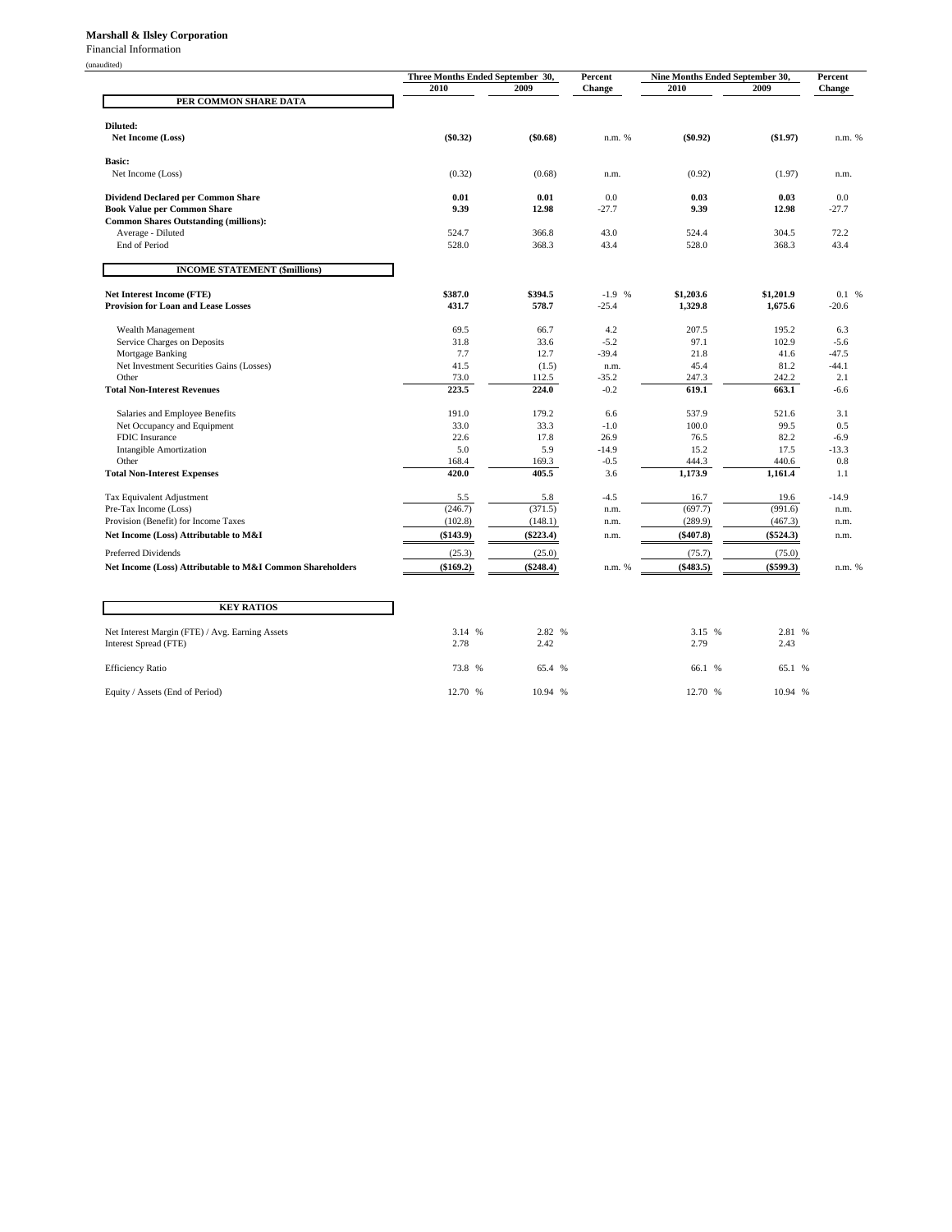**Marshall & Ilsley Corporation**

Financial Information

(unaudited)

| | Three Months Ended September 30, | | Percent | Nine Months Ended September 30, | | Percent |
|---|---|---|---|---|---|---|
| | 2010 | 2009 | Change | 2010 | 2009 | Change |
| **PER COMMON SHARE DATA** | | | | | | |
| **Diluted:** | | | | | | |
| **Net Income (Loss)** | **($0.32)** | **($0.68)** | n.m. % | **($0.92)** | **($1.97)** | n.m. % |
| **Basic:** | | | | | | |
| Net Income (Loss) | (0.32) | (0.68) | n.m. | (0.92) | (1.97) | n.m. |
| **Dividend Declared per Common Share** | **0.01** | **0.01** | 0.0 | **0.03** | **0.03** | 0.0 |
| **Book Value per Common Share** | **9.39** | **12.98** | -27.7 | **9.39** | **12.98** | -27.7 |
| **Common Shares Outstanding (millions):** | | | | | | |
| Average - Diluted | 524.7 | 366.8 | 43.0 | 524.4 | 304.5 | 72.2 |
| End of Period | 528.0 | 368.3 | 43.4 | 528.0 | 368.3 | 43.4 |
| **INCOME STATEMENT ($millions)** | | | | | | |
| **Net Interest Income (FTE)** | **$387.0** | **$394.5** | -1.9 % | **$1,203.6** | **$1,201.9** | 0.1 % |
| **Provision for Loan and Lease Losses** | **431.7** | **578.7** | -25.4 | **1,329.8** | **1,675.6** | -20.6 |
| Wealth Management | 69.5 | 66.7 | 4.2 | 207.5 | 195.2 | 6.3 |
| Service Charges on Deposits | 31.8 | 33.6 | -5.2 | 97.1 | 102.9 | -5.6 |
| Mortgage Banking | 7.7 | 12.7 | -39.4 | 21.8 | 41.6 | -47.5 |
| Net Investment Securities Gains (Losses) | 41.5 | (1.5) | n.m. | 45.4 | 81.2 | -44.1 |
| Other | 73.0 | 112.5 | -35.2 | 247.3 | 242.2 | 2.1 |
| **Total Non-Interest Revenues** | **223.5** | **224.0** | -0.2 | **619.1** | **663.1** | -6.6 |
| Salaries and Employee Benefits | 191.0 | 179.2 | 6.6 | 537.9 | 521.6 | 3.1 |
| Net Occupancy and Equipment | 33.0 | 33.3 | -1.0 | 100.0 | 99.5 | 0.5 |
| FDIC Insurance | 22.6 | 17.8 | 26.9 | 76.5 | 82.2 | -6.9 |
| Intangible Amortization | 5.0 | 5.9 | -14.9 | 15.2 | 17.5 | -13.3 |
| Other | 168.4 | 169.3 | -0.5 | 444.3 | 440.6 | 0.8 |
| **Total Non-Interest Expenses** | **420.0** | **405.5** | 3.6 | **1,173.9** | **1,161.4** | 1.1 |
| Tax Equivalent Adjustment | 5.5 | 5.8 | -4.5 | 16.7 | 19.6 | -14.9 |
| Pre-Tax Income (Loss) | (246.7) | (371.5) | n.m. | (697.7) | (991.6) | n.m. |
| Provision (Benefit) for Income Taxes | (102.8) | (148.1) | n.m. | (289.9) | (467.3) | n.m. |
| **Net Income (Loss) Attributable to M&I** | **($143.9)** | **($223.4)** | n.m. | **($407.8)** | **($524.3)** | n.m. |
| Preferred Dividends | (25.3) | (25.0) | | (75.7) | (75.0) | |
| **Net Income (Loss) Attributable to M&I Common Shareholders** | **($169.2)** | **($248.4)** | n.m. % | **($483.5)** | **($599.3)** | n.m. % |
| **KEY RATIOS** | | | | | | |
| Net Interest Margin (FTE) / Avg. Earning Assets | 3.14 % | 2.82 % | | 3.15 % | 2.81 % | |
| Interest Spread (FTE) | 2.78 | 2.42 | | 2.79 | 2.43 | |
| Efficiency Ratio | 73.8 % | 65.4 % | | 66.1 % | 65.1 % | |
| Equity / Assets (End of Period) | 12.70 % | 10.94 % | | 12.70 % | 10.94 % | |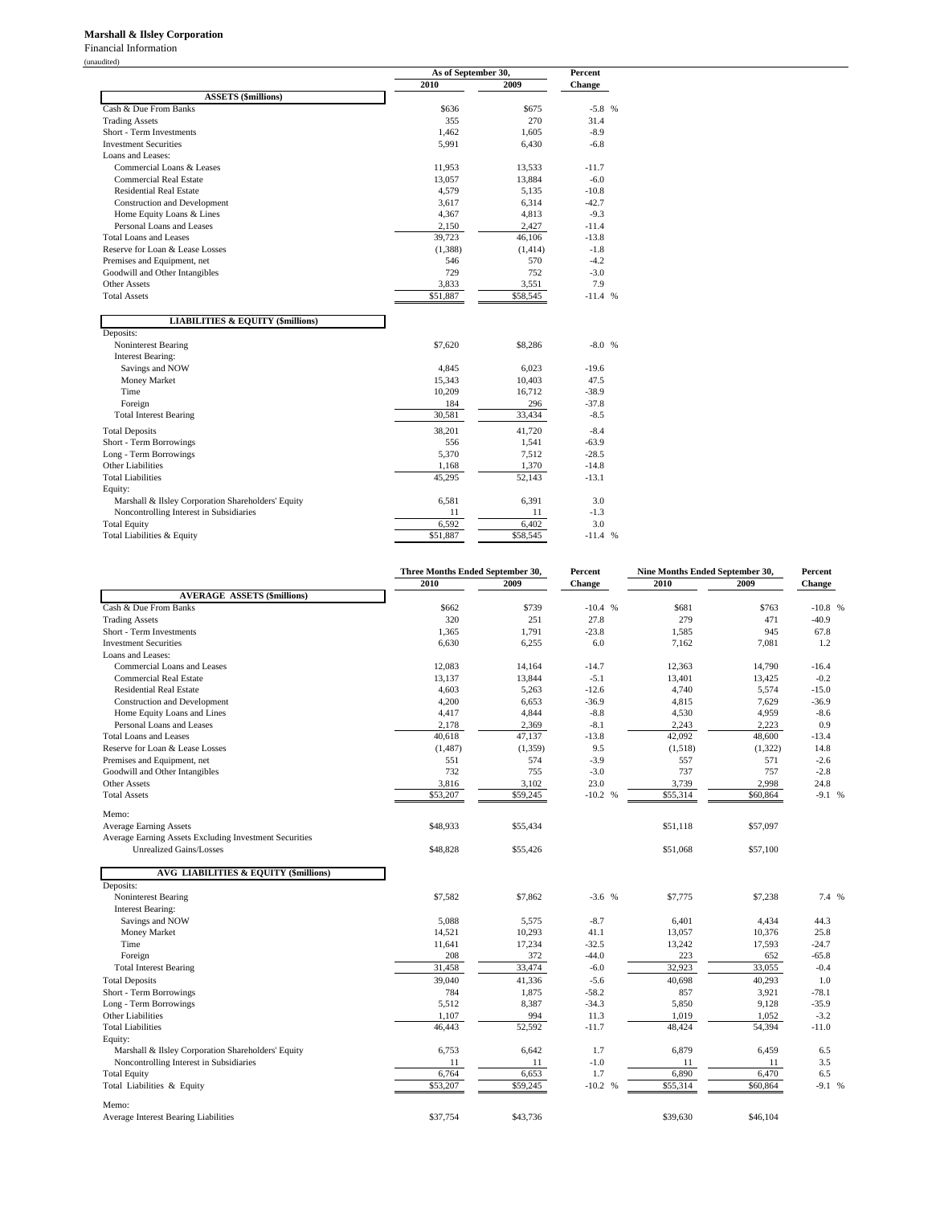**Marshall & Ilsley Corporation**

Financial Information

(unaudited)

| | As of September 30, | | Percent |
|---|---|---|---|
| | 2010 | 2009 | Change |
| **ASSETS ($millions)** | | | |
| Cash & Due From Banks | $636 | $675 | -5.8 % |
| Trading Assets | 355 | 270 | 31.4 |
| Short - Term Investments | 1,462 | 1,605 | -8.9 |
| Investment Securities | 5,991 | 6,430 | -6.8 |
| Loans and Leases: | | | |
| Commercial Loans & Leases | 11,953 | 13,533 | -11.7 |
| Commercial Real Estate | 13,057 | 13,884 | -6.0 |
| Residential Real Estate | 4,579 | 5,135 | -10.8 |
| Construction and Development | 3,617 | 6,314 | -42.7 |
| Home Equity Loans & Lines | 4,367 | 4,813 | -9.3 |
| Personal Loans and Leases | 2,150 | 2,427 | -11.4 |
| Total Loans and Leases | 39,723 | 46,106 | -13.8 |
| Reserve for Loan & Lease Losses | (1,388) | (1,414) | -1.8 |
| Premises and Equipment, net | 546 | 570 | -4.2 |
| Goodwill and Other Intangibles | 729 | 752 | -3.0 |
| Other Assets | 3,833 | 3,551 | 7.9 |
| Total Assets | $51,887 | $58,545 | -11.4 % |
| **LIABILITIES & EQUITY ($millions)** | | | |
| Deposits: | | | |
| Noninterest Bearing | $7,620 | $8,286 | -8.0 % |
| Interest Bearing: | | | |
| Savings and NOW | 4,845 | 6,023 | -19.6 |
| Money Market | 15,343 | 10,403 | 47.5 |
| Time | 10,209 | 16,712 | -38.9 |
| Foreign | 184 | 296 | -37.8 |
| Total Interest Bearing | 30,581 | 33,434 | -8.5 |
| Total Deposits | 38,201 | 41,720 | -8.4 |
| Short - Term Borrowings | 556 | 1,541 | -63.9 |
| Long - Term Borrowings | 5,370 | 7,512 | -28.5 |
| Other Liabilities | 1,168 | 1,370 | -14.8 |
| Total Liabilities | 45,295 | 52,143 | -13.1 |
| Equity: | | | |
| Marshall & Ilsley Corporation Shareholders' Equity | 6,581 | 6,391 | 3.0 |
| Noncontrolling Interest in Subsidiaries | 11 | 11 | -1.3 |
| Total Equity | 6,592 | 6,402 | 3.0 |
| Total Liabilities & Equity | $51,887 | $58,545 | -11.4 % |

| | Three Months Ended September 30, | | Percent | Nine Months Ended September 30, | | Percent |
|---|---|---|---|---|---|---|
| | 2010 | 2009 | Change | 2010 | 2009 | Change |
| **AVERAGE ASSETS ($millions)** | | | | | | |
| Cash & Due From Banks | $662 | $739 | -10.4 % | $681 | $763 | -10.8 % |
| Trading Assets | 320 | 251 | 27.8 | 279 | 471 | -40.9 |
| Short - Term Investments | 1,365 | 1,791 | -23.8 | 1,585 | 945 | 67.8 |
| Investment Securities | 6,630 | 6,255 | 6.0 | 7,162 | 7,081 | 1.2 |
| Loans and Leases: | | | | | | |
| Commercial Loans and Leases | 12,083 | 14,164 | -14.7 | 12,363 | 14,790 | -16.4 |
| Commercial Real Estate | 13,137 | 13,844 | -5.1 | 13,401 | 13,425 | -0.2 |
| Residential Real Estate | 4,603 | 5,263 | -12.6 | 4,740 | 5,574 | -15.0 |
| Construction and Development | 4,200 | 6,653 | -36.9 | 4,815 | 7,629 | -36.9 |
| Home Equity Loans and Lines | 4,417 | 4,844 | -8.8 | 4,530 | 4,959 | -8.6 |
| Personal Loans and Leases | 2,178 | 2,369 | -8.1 | 2,243 | 2,223 | 0.9 |
| Total Loans and Leases | 40,618 | 47,137 | -13.8 | 42,092 | 48,600 | -13.4 |
| Reserve for Loan & Lease Losses | (1,487) | (1,359) | 9.5 | (1,518) | (1,322) | 14.8 |
| Premises and Equipment, net | 551 | 574 | -3.9 | 557 | 571 | -2.6 |
| Goodwill and Other Intangibles | 732 | 755 | -3.0 | 737 | 757 | -2.8 |
| Other Assets | 3,816 | 3,102 | 23.0 | 3,739 | 2,998 | 24.8 |
| Total Assets | $53,207 | $59,245 | -10.2 % | $55,314 | $60,864 | -9.1 % |
| Memo: | | | | | | |
| Average Earning Assets | $48,933 | $55,434 | | $51,118 | $57,097 | |
| Average Earning Assets Excluding Investment Securities Unrealized Gains/Losses | $48,828 | $55,426 | | $51,068 | $57,100 | |
| **AVG LIABILITIES & EQUITY ($millions)** | | | | | | |
| Deposits: | | | | | | |
| Noninterest Bearing | $7,582 | $7,862 | -3.6 % | $7,775 | $7,238 | 7.4 % |
| Interest Bearing: | | | | | | |
| Savings and NOW | 5,088 | 5,575 | -8.7 | 6,401 | 4,434 | 44.3 |
| Money Market | 14,521 | 10,293 | 41.1 | 13,057 | 10,376 | 25.8 |
| Time | 11,641 | 17,234 | -32.5 | 13,242 | 17,593 | -24.7 |
| Foreign | 208 | 372 | -44.0 | 223 | 652 | -65.8 |
| Total Interest Bearing | 31,458 | 33,474 | -6.0 | 32,923 | 33,055 | -0.4 |
| Total Deposits | 39,040 | 41,336 | -5.6 | 40,698 | 40,293 | 1.0 |
| Short - Term Borrowings | 784 | 1,875 | -58.2 | 857 | 3,921 | -78.1 |
| Long - Term Borrowings | 5,512 | 8,387 | -34.3 | 5,850 | 9,128 | -35.9 |
| Other Liabilities | 1,107 | 994 | 11.3 | 1,019 | 1,052 | -3.2 |
| Total Liabilities | 46,443 | 52,592 | -11.7 | 48,424 | 54,394 | -11.0 |
| Equity: | | | | | | |
| Marshall & Ilsley Corporation Shareholders' Equity | 6,753 | 6,642 | 1.7 | 6,879 | 6,459 | 6.5 |
| Noncontrolling Interest in Subsidiaries | 11 | 11 | -1.0 | 11 | 11 | 3.5 |
| Total Equity | 6,764 | 6,653 | 1.7 | 6,890 | 6,470 | 6.5 |
| Total Liabilities & Equity | $53,207 | $59,245 | -10.2 % | $55,314 | $60,864 | -9.1 % |
| Memo: | | | | | | |
| Average Interest Bearing Liabilities | $37,754 | $43,736 | | $39,630 | $46,104 | |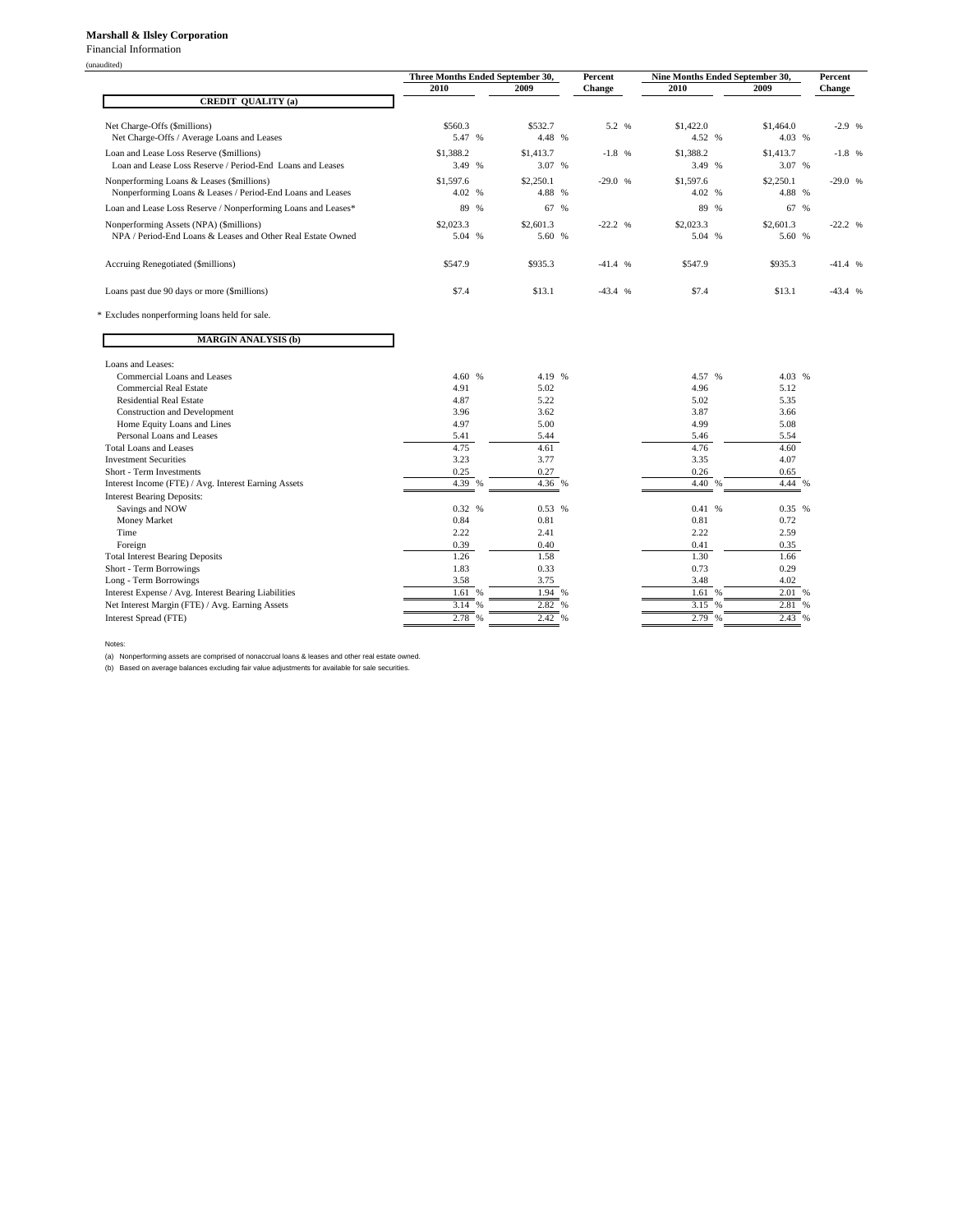**Marshall & Ilsley Corporation**

Financial Information

(unaudited)

| | Three Months Ended September 30, | | Percent | Nine Months Ended September 30, | | Percent |
|---|---|---|---|---|---|---|
| | 2010 | 2009 | Change | 2010 | 2009 | Change |
| **CREDIT QUALITY (a)** | | | | | | |
| Net Charge-Offs ($millions) | $560.3 | $532.7 | 5.2 % | $1,422.0 | $1,464.0 | -2.9 % |
| Net Charge-Offs / Average Loans and Leases | 5.47 % | 4.48 % | | 4.52 % | 4.03 % | |
| Loan and Lease Loss Reserve ($millions) | $1,388.2 | $1,413.7 | -1.8 % | $1,388.2 | $1,413.7 | -1.8 % |
| Loan and Lease Loss Reserve / Period-End Loans and Leases | 3.49 % | 3.07 % | | 3.49 % | 3.07 % | |
| Nonperforming Loans & Leases ($millions) | $1,597.6 | $2,250.1 | -29.0 % | $1,597.6 | $2,250.1 | -29.0 % |
| Nonperforming Loans & Leases / Period-End Loans and Leases | 4.02 % | 4.88 % | | 4.02 % | 4.88 % | |
| Loan and Lease Loss Reserve / Nonperforming Loans and Leases* | 89 % | 67 % | | 89 % | 67 % | |
| Nonperforming Assets (NPA) ($millions) | $2,023.3 | $2,601.3 | -22.2 % | $2,023.3 | $2,601.3 | -22.2 % |
| NPA / Period-End Loans & Leases and Other Real Estate Owned | 5.04 % | 5.60 % | | 5.04 % | 5.60 % | |
| Accruing Renegotiated ($millions) | $547.9 | $935.3 | -41.4 % | $547.9 | $935.3 | -41.4 % |
| Loans past due 90 days or more ($millions) | $7.4 | $13.1 | -43.4 % | $7.4 | $13.1 | -43.4 % |

* Excludes nonperforming loans held for sale.

| | Three Months Ended September 30, | | Nine Months Ended September 30, | |
|---|---|---|---|---|
| | 2010 | 2009 | 2010 | 2009 |
| **MARGIN ANALYSIS (b)** | | | | |
| Loans and Leases: | | | | |
| Commercial Loans and Leases | 4.60 % | 4.19 % | 4.57 % | 4.03 % |
| Commercial Real Estate | 4.91 | 5.02 | 4.96 | 5.12 |
| Residential Real Estate | 4.87 | 5.22 | 5.02 | 5.35 |
| Construction and Development | 3.96 | 3.62 | 3.87 | 3.66 |
| Home Equity Loans and Lines | 4.97 | 5.00 | 4.99 | 5.08 |
| Personal Loans and Leases | 5.41 | 5.44 | 5.46 | 5.54 |
| Total Loans and Leases | 4.75 | 4.61 | 4.76 | 4.60 |
| Investment Securities | 3.23 | 3.77 | 3.35 | 4.07 |
| Short - Term Investments | 0.25 | 0.27 | 0.26 | 0.65 |
| Interest Income (FTE) / Avg. Interest Earning Assets | 4.39 % | 4.36 % | 4.40 % | 4.44 % |
| Interest Bearing Deposits: | | | | |
| Savings and NOW | 0.32 % | 0.53 % | 0.41 % | 0.35 % |
| Money Market | 0.84 | 0.81 | 0.81 | 0.72 |
| Time | 2.22 | 2.41 | 2.22 | 2.59 |
| Foreign | 0.39 | 0.40 | 0.41 | 0.35 |
| Total Interest Bearing Deposits | 1.26 | 1.58 | 1.30 | 1.66 |
| Short - Term Borrowings | 1.83 | 0.33 | 0.73 | 0.29 |
| Long - Term Borrowings | 3.58 | 3.75 | 3.48 | 4.02 |
| Interest Expense / Avg. Interest Bearing Liabilities | 1.61 % | 1.94 % | 1.61 % | 2.01 % |
| Net Interest Margin (FTE) / Avg. Earning Assets | 3.14 % | 2.82 % | 3.15 % | 2.81 % |
| Interest Spread (FTE) | 2.78 % | 2.42 % | 2.79 % | 2.43 % |

Notes:

(a) Nonperforming assets are comprised of nonaccrual loans & leases and other real estate owned.

(b) Based on average balances excluding fair value adjustments for available for sale securities.